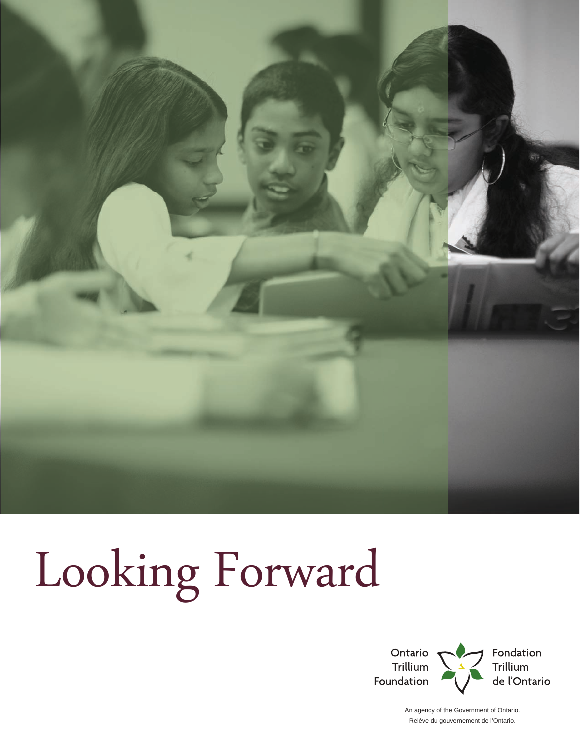# Looking Forward

Ontario Trillium Foundation

Fondation Trillium de l'Ontario

An agency of the Government of Ontario.
Relève du gouvernement de l'Ontario.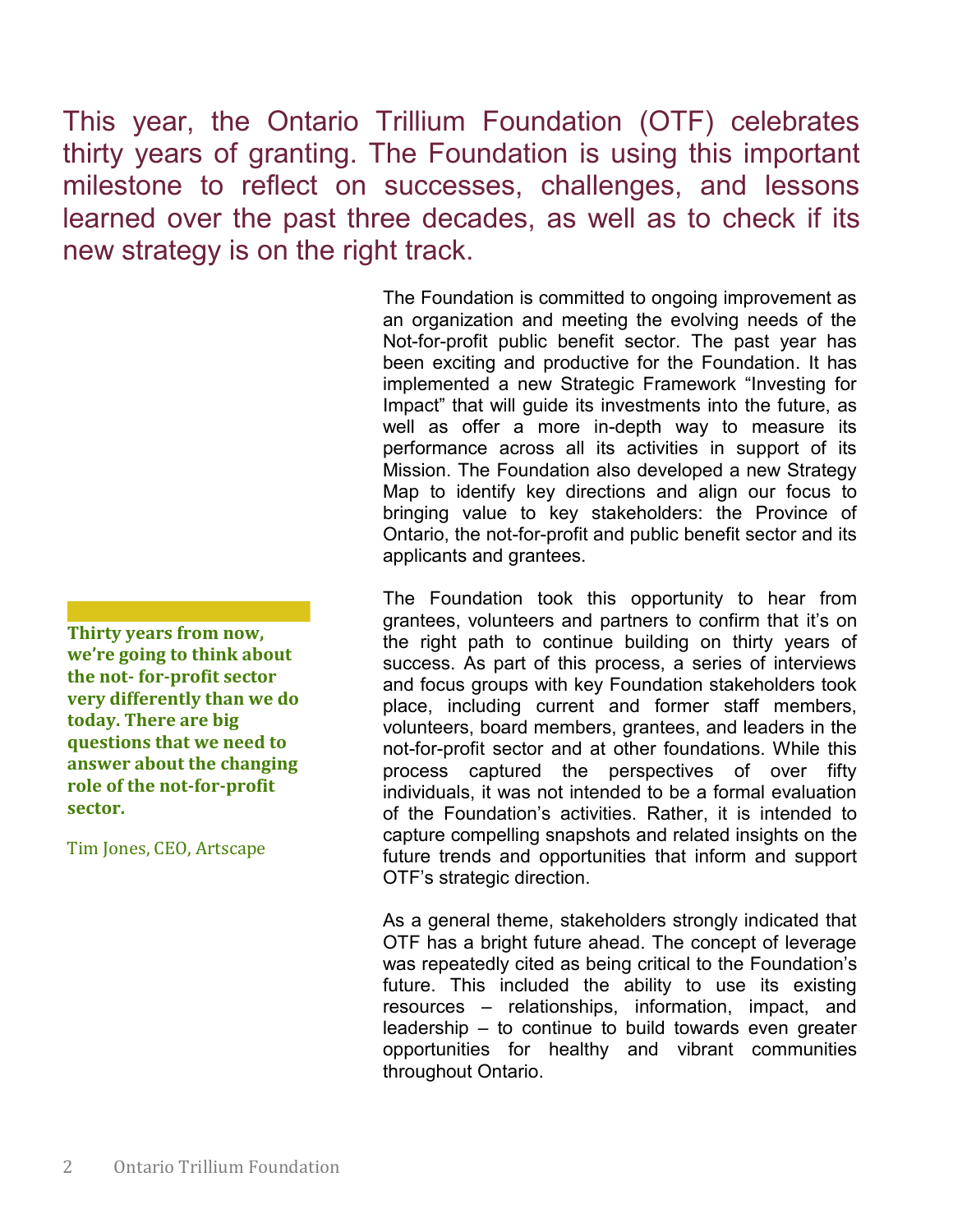This year, the Ontario Trillium Foundation (OTF) celebrates thirty years of granting. The Foundation is using this important milestone to reflect on successes, challenges, and lessons learned over the past three decades, as well as to check if its new strategy is on the right track.

The Foundation is committed to ongoing improvement as an organization and meeting the evolving needs of the Not-for-profit public benefit sector. The past year has been exciting and productive for the Foundation. It has implemented a new Strategic Framework "Investing for Impact" that will guide its investments into the future, as well as offer a more in-depth way to measure its performance across all its activities in support of its Mission. The Foundation also developed a new Strategy Map to identify key directions and align our focus to bringing value to key stakeholders: the Province of Ontario, the not-for-profit and public benefit sector and its applicants and grantees.

The Foundation took this opportunity to hear from grantees, volunteers and partners to confirm that it's on the right path to continue building on thirty years of success. As part of this process, a series of interviews and focus groups with key Foundation stakeholders took place, including current and former staff members, volunteers, board members, grantees, and leaders in the not-for-profit sector and at other foundations. While this process captured the perspectives of over fifty individuals, it was not intended to be a formal evaluation of the Foundation's activities. Rather, it is intended to capture compelling snapshots and related insights on the future trends and opportunities that inform and support OTF's strategic direction.

> **Thirty years from now, we're going to think about the not- for-profit sector very differently than we do today. There are big questions that we need to answer about the changing role of the not-for-profit sector.**
>
> Tim Jones, CEO, Artscape

As a general theme, stakeholders strongly indicated that OTF has a bright future ahead. The concept of leverage was repeatedly cited as being critical to the Foundation's future. This included the ability to use its existing resources – relationships, information, impact, and leadership – to continue to build towards even greater opportunities for healthy and vibrant communities throughout Ontario.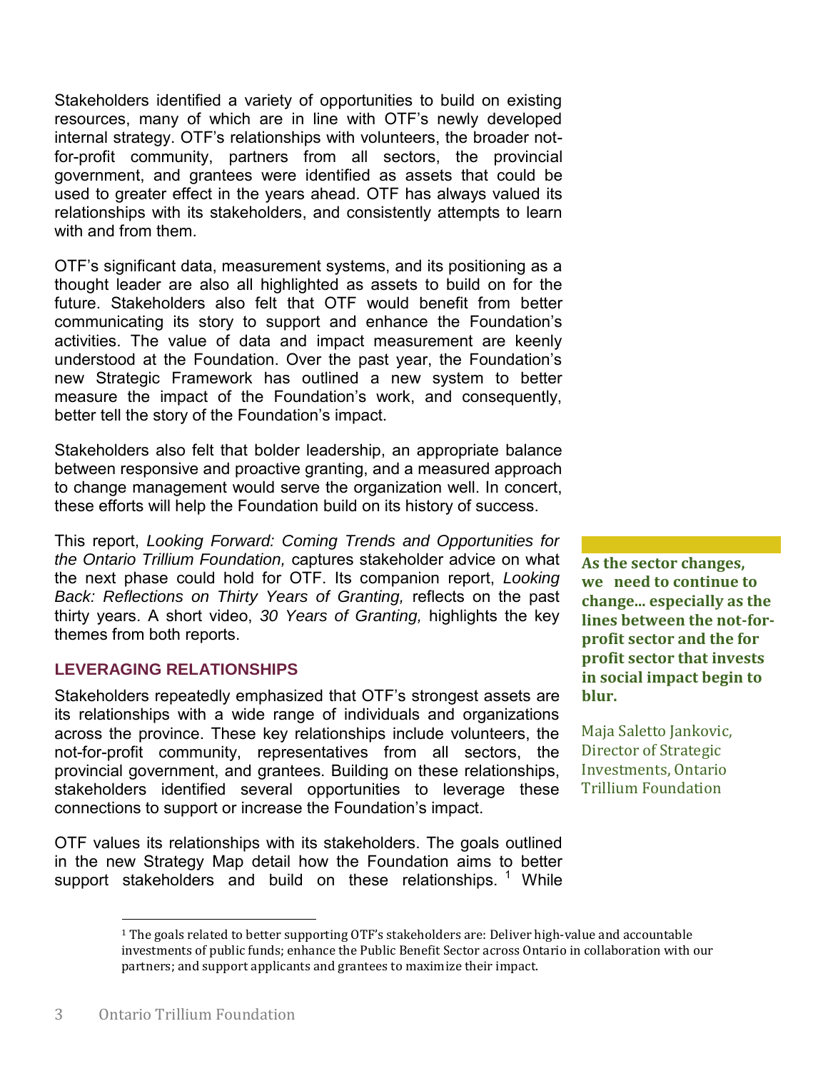Stakeholders identified a variety of opportunities to build on existing resources, many of which are in line with OTF's newly developed internal strategy. OTF's relationships with volunteers, the broader not-for-profit community, partners from all sectors, the provincial government, and grantees were identified as assets that could be used to greater effect in the years ahead. OTF has always valued its relationships with its stakeholders, and consistently attempts to learn with and from them.

OTF's significant data, measurement systems, and its positioning as a thought leader are also all highlighted as assets to build on for the future. Stakeholders also felt that OTF would benefit from better communicating its story to support and enhance the Foundation's activities. The value of data and impact measurement are keenly understood at the Foundation. Over the past year, the Foundation's new Strategic Framework has outlined a new system to better measure the impact of the Foundation's work, and consequently, better tell the story of the Foundation's impact.

Stakeholders also felt that bolder leadership, an appropriate balance between responsive and proactive granting, and a measured approach to change management would serve the organization well. In concert, these efforts will help the Foundation build on its history of success.

This report, *Looking Forward: Coming Trends and Opportunities for the Ontario Trillium Foundation,* captures stakeholder advice on what the next phase could hold for OTF. Its companion report, *Looking Back: Reflections on Thirty Years of Granting,* reflects on the past thirty years. A short video, *30 Years of Granting,* highlights the key themes from both reports.

> **As the sector changes, we need to continue to change... especially as the lines between the not-for-profit sector and the for profit sector that invests in social impact begin to blur.**
>
> Maja Saletto Jankovic, Director of Strategic Investments, Ontario Trillium Foundation

## LEVERAGING RELATIONSHIPS

Stakeholders repeatedly emphasized that OTF's strongest assets are its relationships with a wide range of individuals and organizations across the province. These key relationships include volunteers, the not-for-profit community, representatives from all sectors, the provincial government, and grantees. Building on these relationships, stakeholders identified several opportunities to leverage these connections to support or increase the Foundation's impact.

OTF values its relationships with its stakeholders. The goals outlined in the new Strategy Map detail how the Foundation aims to better support stakeholders and build on these relationships. [1] While

[1] The goals related to better supporting OTF's stakeholders are: Deliver high-value and accountable investments of public funds; enhance the Public Benefit Sector across Ontario in collaboration with our partners; and support applicants and grantees to maximize their impact.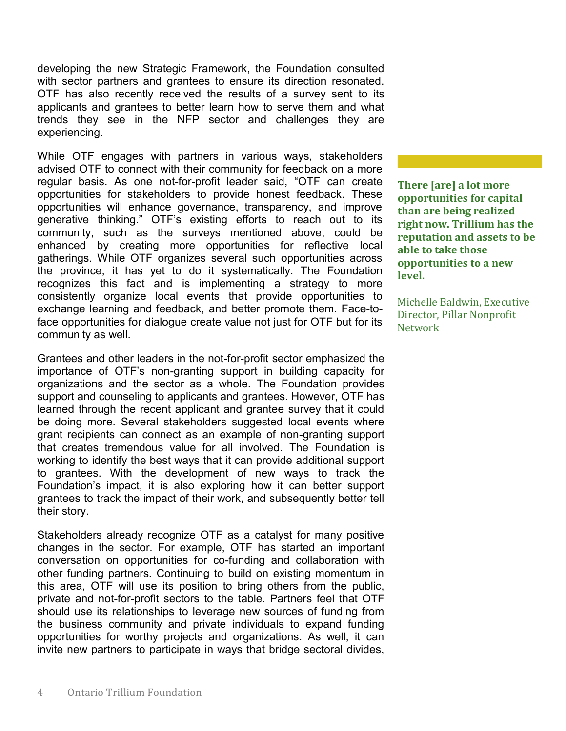developing the new Strategic Framework, the Foundation consulted with sector partners and grantees to ensure its direction resonated. OTF has also recently received the results of a survey sent to its applicants and grantees to better learn how to serve them and what trends they see in the NFP sector and challenges they are experiencing.

While OTF engages with partners in various ways, stakeholders advised OTF to connect with their community for feedback on a more regular basis. As one not-for-profit leader said, "OTF can create opportunities for stakeholders to provide honest feedback. These opportunities will enhance governance, transparency, and improve generative thinking." OTF's existing efforts to reach out to its community, such as the surveys mentioned above, could be enhanced by creating more opportunities for reflective local gatherings. While OTF organizes several such opportunities across the province, it has yet to do it systematically. The Foundation recognizes this fact and is implementing a strategy to more consistently organize local events that provide opportunities to exchange learning and feedback, and better promote them. Face-to-face opportunities for dialogue create value not just for OTF but for its community as well.

> **There [are] a lot more opportunities for capital than are being realized right now. Trillium has the reputation and assets to be able to take those opportunities to a new level.**
>
> Michelle Baldwin, Executive Director, Pillar Nonprofit Network

Grantees and other leaders in the not-for-profit sector emphasized the importance of OTF's non-granting support in building capacity for organizations and the sector as a whole. The Foundation provides support and counseling to applicants and grantees. However, OTF has learned through the recent applicant and grantee survey that it could be doing more. Several stakeholders suggested local events where grant recipients can connect as an example of non-granting support that creates tremendous value for all involved. The Foundation is working to identify the best ways that it can provide additional support to grantees. With the development of new ways to track the Foundation's impact, it is also exploring how it can better support grantees to track the impact of their work, and subsequently better tell their story.

Stakeholders already recognize OTF as a catalyst for many positive changes in the sector. For example, OTF has started an important conversation on opportunities for co-funding and collaboration with other funding partners. Continuing to build on existing momentum in this area, OTF will use its position to bring others from the public, private and not-for-profit sectors to the table. Partners feel that OTF should use its relationships to leverage new sources of funding from the business community and private individuals to expand funding opportunities for worthy projects and organizations. As well, it can invite new partners to participate in ways that bridge sectoral divides,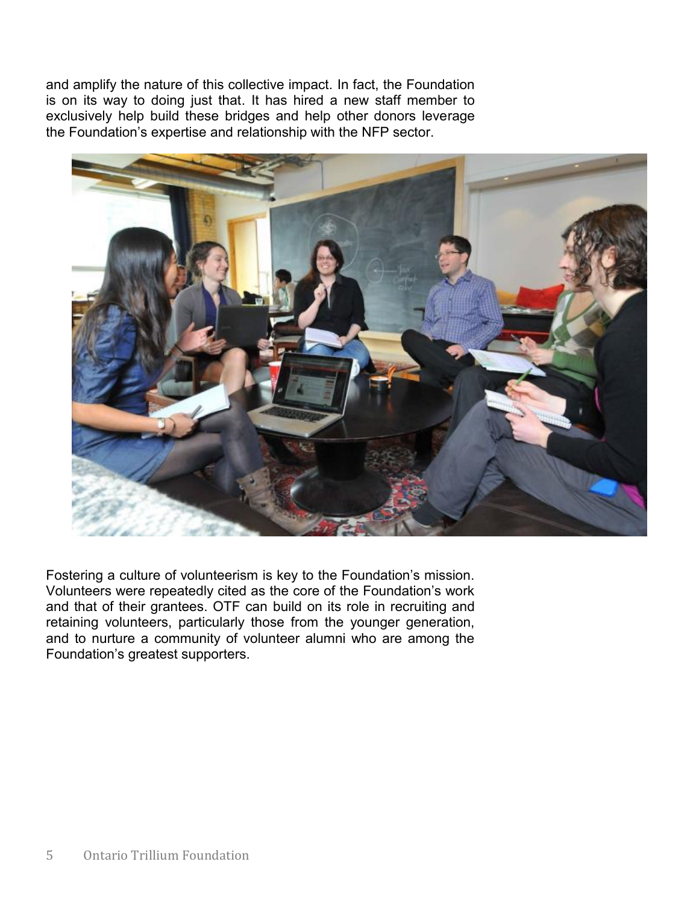and amplify the nature of this collective impact. In fact, the Foundation is on its way to doing just that. It has hired a new staff member to exclusively help build these bridges and help other donors leverage the Foundation's expertise and relationship with the NFP sector.

Fostering a culture of volunteerism is key to the Foundation's mission. Volunteers were repeatedly cited as the core of the Foundation's work and that of their grantees. OTF can build on its role in recruiting and retaining volunteers, particularly those from the younger generation, and to nurture a community of volunteer alumni who are among the Foundation's greatest supporters.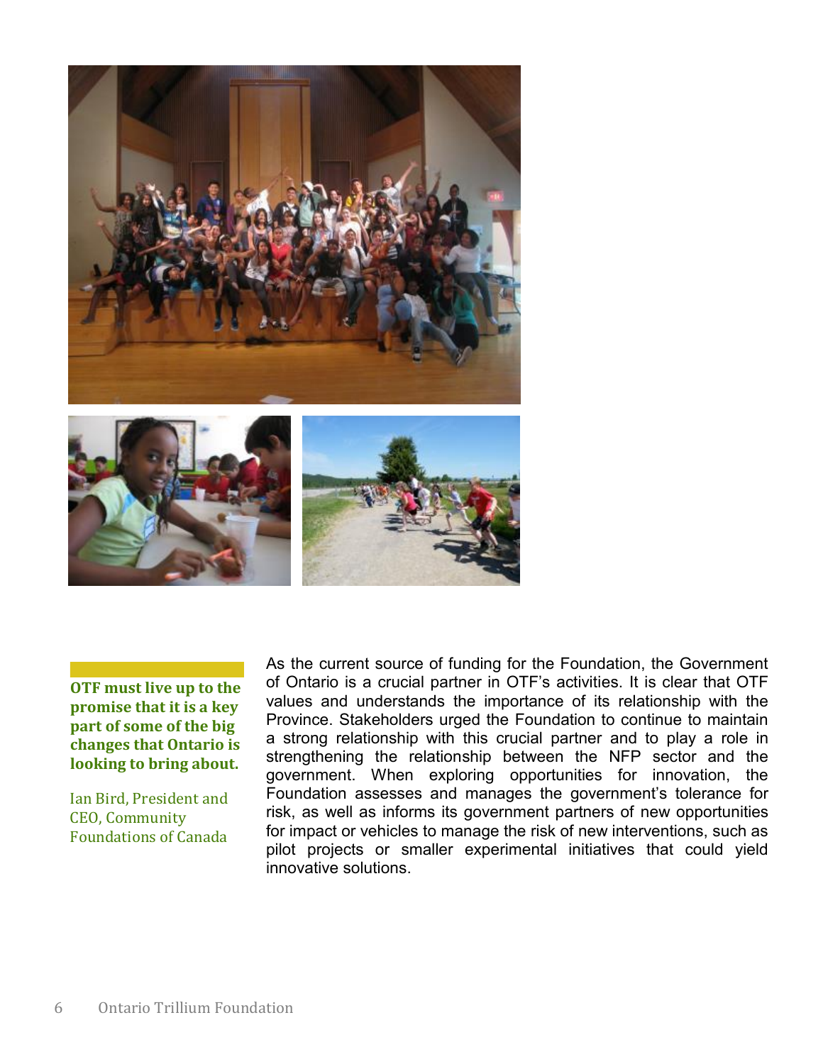**OTF must live up to the promise that it is a key part of some of the big changes that Ontario is looking to bring about.**

Ian Bird, President and CEO, Community Foundations of Canada

As the current source of funding for the Foundation, the Government of Ontario is a crucial partner in OTF's activities. It is clear that OTF values and understands the importance of its relationship with the Province. Stakeholders urged the Foundation to continue to maintain a strong relationship with this crucial partner and to play a role in strengthening the relationship between the NFP sector and the government. When exploring opportunities for innovation, the Foundation assesses and manages the government's tolerance for risk, as well as informs its government partners of new opportunities for impact or vehicles to manage the risk of new interventions, such as pilot projects or smaller experimental initiatives that could yield innovative solutions.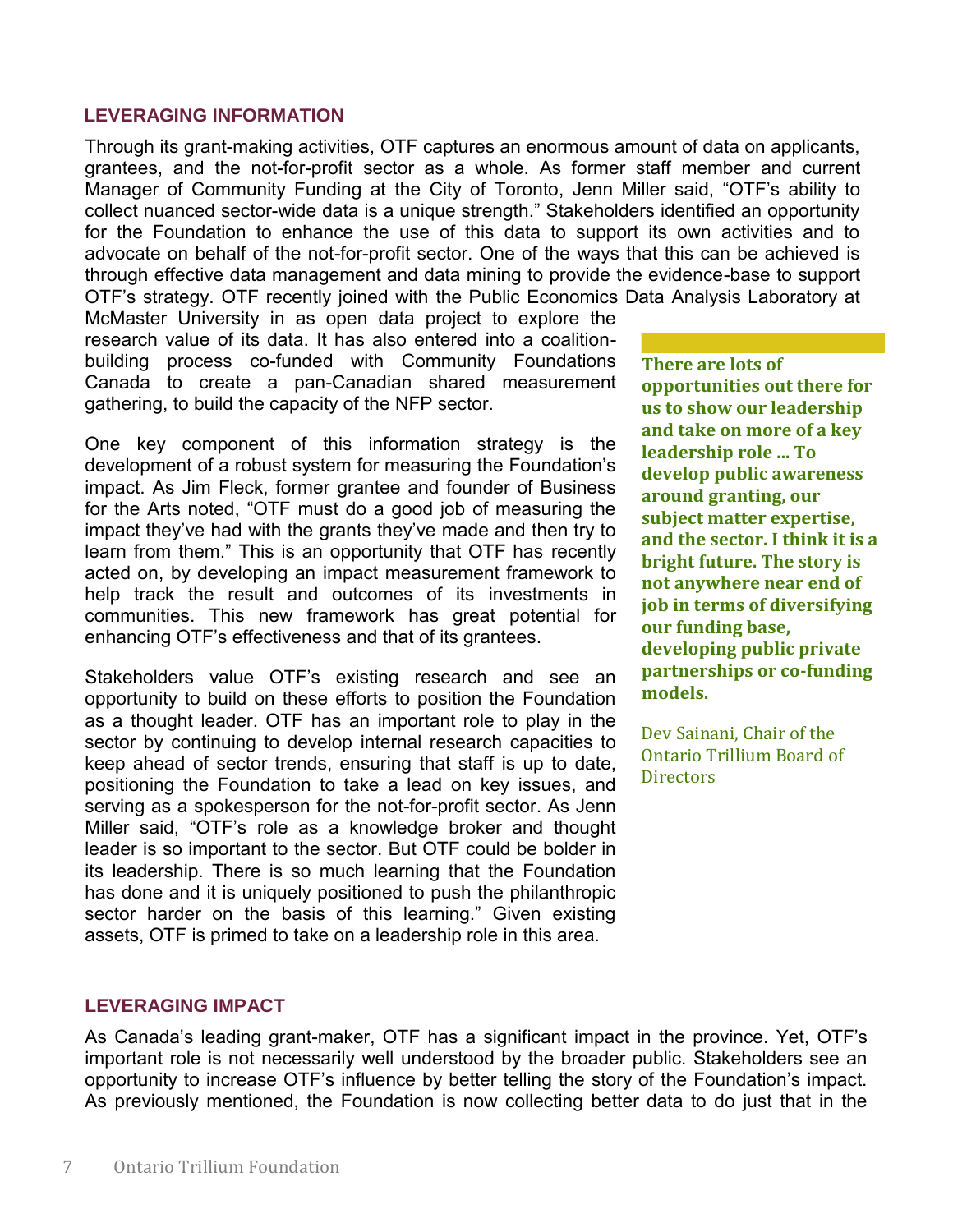## LEVERAGING INFORMATION

Through its grant-making activities, OTF captures an enormous amount of data on applicants, grantees, and the not-for-profit sector as a whole. As former staff member and current Manager of Community Funding at the City of Toronto, Jenn Miller said, "OTF's ability to collect nuanced sector-wide data is a unique strength." Stakeholders identified an opportunity for the Foundation to enhance the use of this data to support its own activities and to advocate on behalf of the not-for-profit sector. One of the ways that this can be achieved is through effective data management and data mining to provide the evidence-base to support OTF's strategy. OTF recently joined with the Public Economics Data Analysis Laboratory at McMaster University in as open data project to explore the research value of its data. It has also entered into a coalition-building process co-funded with Community Foundations Canada to create a pan-Canadian shared measurement gathering, to build the capacity of the NFP sector.

One key component of this information strategy is the development of a robust system for measuring the Foundation's impact. As Jim Fleck, former grantee and founder of Business for the Arts noted, "OTF must do a good job of measuring the impact they've had with the grants they've made and then try to learn from them." This is an opportunity that OTF has recently acted on, by developing an impact measurement framework to help track the result and outcomes of its investments in communities. This new framework has great potential for enhancing OTF's effectiveness and that of its grantees.

Stakeholders value OTF's existing research and see an opportunity to build on these efforts to position the Foundation as a thought leader. OTF has an important role to play in the sector by continuing to develop internal research capacities to keep ahead of sector trends, ensuring that staff is up to date, positioning the Foundation to take a lead on key issues, and serving as a spokesperson for the not-for-profit sector. As Jenn Miller said, "OTF's role as a knowledge broker and thought leader is so important to the sector. But OTF could be bolder in its leadership. There is so much learning that the Foundation has done and it is uniquely positioned to push the philanthropic sector harder on the basis of this learning." Given existing assets, OTF is primed to take on a leadership role in this area.

**There are lots of opportunities out there for us to show our leadership and take on more of a key leadership role ... To develop public awareness around granting, our subject matter expertise, and the sector. I think it is a bright future. The story is not anywhere near end of job in terms of diversifying our funding base, developing public private partnerships or co-funding models.**

Dev Sainani, Chair of the Ontario Trillium Board of Directors

## LEVERAGING IMPACT

As Canada's leading grant-maker, OTF has a significant impact in the province. Yet, OTF's important role is not necessarily well understood by the broader public. Stakeholders see an opportunity to increase OTF's influence by better telling the story of the Foundation's impact. As previously mentioned, the Foundation is now collecting better data to do just that in the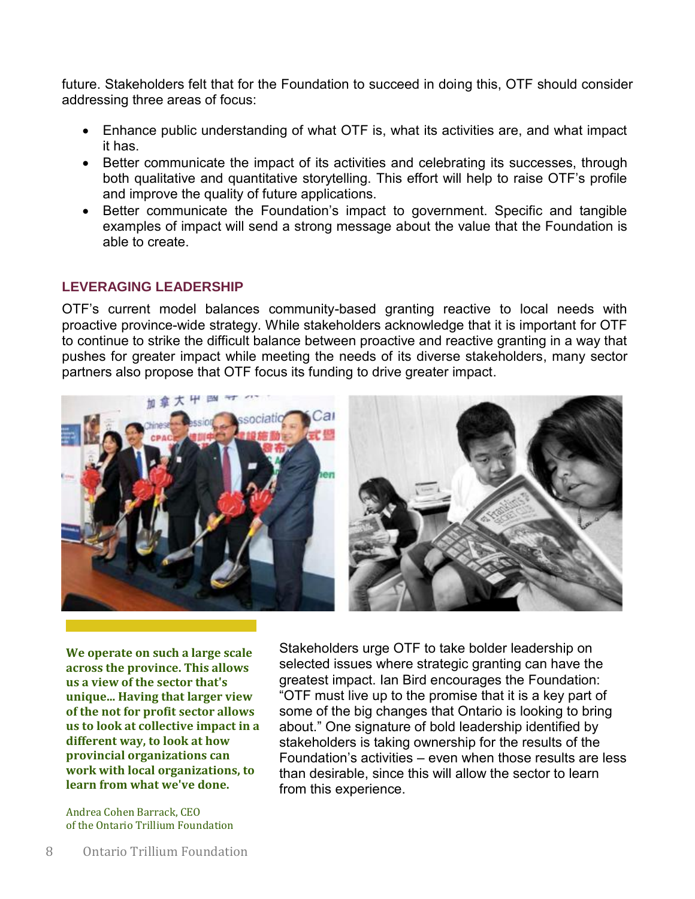future. Stakeholders felt that for the Foundation to succeed in doing this, OTF should consider addressing three areas of focus:

- Enhance public understanding of what OTF is, what its activities are, and what impact it has.
- Better communicate the impact of its activities and celebrating its successes, through both qualitative and quantitative storytelling. This effort will help to raise OTF's profile and improve the quality of future applications.
- Better communicate the Foundation's impact to government. Specific and tangible examples of impact will send a strong message about the value that the Foundation is able to create.

## LEVERAGING LEADERSHIP

OTF's current model balances community-based granting reactive to local needs with proactive province-wide strategy. While stakeholders acknowledge that it is important for OTF to continue to strike the difficult balance between proactive and reactive granting in a way that pushes for greater impact while meeting the needs of its diverse stakeholders, many sector partners also propose that OTF focus its funding to drive greater impact.

**We operate on such a large scale across the province. This allows us a view of the sector that's unique... Having that larger view of the not for profit sector allows us to look at collective impact in a different way, to look at how provincial organizations can work with local organizations, to learn from what we've done.**

Andrea Cohen Barrack, CEO
of the Ontario Trillium Foundation

Stakeholders urge OTF to take bolder leadership on selected issues where strategic granting can have the greatest impact. Ian Bird encourages the Foundation: "OTF must live up to the promise that it is a key part of some of the big changes that Ontario is looking to bring about." One signature of bold leadership identified by stakeholders is taking ownership for the results of the Foundation's activities – even when those results are less than desirable, since this will allow the sector to learn from this experience.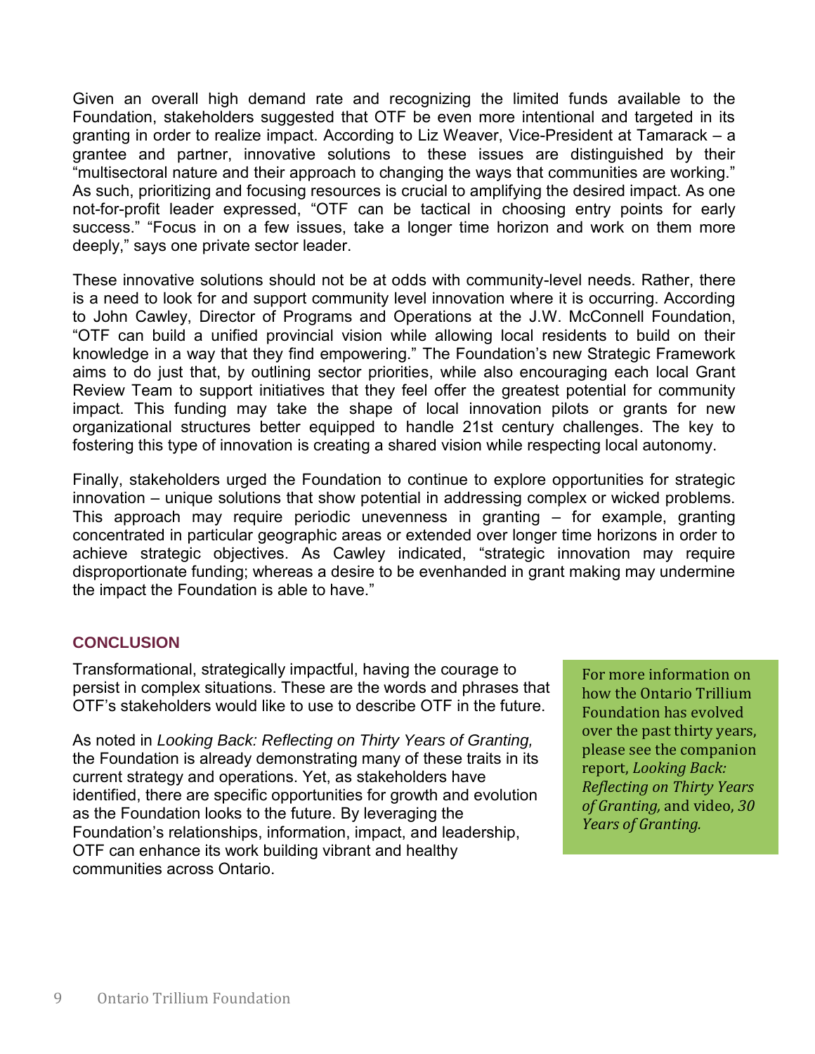Given an overall high demand rate and recognizing the limited funds available to the Foundation, stakeholders suggested that OTF be even more intentional and targeted in its granting in order to realize impact. According to Liz Weaver, Vice-President at Tamarack – a grantee and partner, innovative solutions to these issues are distinguished by their "multisectoral nature and their approach to changing the ways that communities are working." As such, prioritizing and focusing resources is crucial to amplifying the desired impact. As one not-for-profit leader expressed, "OTF can be tactical in choosing entry points for early success." "Focus in on a few issues, take a longer time horizon and work on them more deeply," says one private sector leader.

These innovative solutions should not be at odds with community-level needs. Rather, there is a need to look for and support community level innovation where it is occurring. According to John Cawley, Director of Programs and Operations at the J.W. McConnell Foundation, "OTF can build a unified provincial vision while allowing local residents to build on their knowledge in a way that they find empowering." The Foundation's new Strategic Framework aims to do just that, by outlining sector priorities, while also encouraging each local Grant Review Team to support initiatives that they feel offer the greatest potential for community impact. This funding may take the shape of local innovation pilots or grants for new organizational structures better equipped to handle 21st century challenges. The key to fostering this type of innovation is creating a shared vision while respecting local autonomy.

Finally, stakeholders urged the Foundation to continue to explore opportunities for strategic innovation – unique solutions that show potential in addressing complex or wicked problems. This approach may require periodic unevenness in granting – for example, granting concentrated in particular geographic areas or extended over longer time horizons in order to achieve strategic objectives. As Cawley indicated, "strategic innovation may require disproportionate funding; whereas a desire to be evenhanded in grant making may undermine the impact the Foundation is able to have."

## CONCLUSION

Transformational, strategically impactful, having the courage to persist in complex situations. These are the words and phrases that OTF's stakeholders would like to use to describe OTF in the future.

As noted in *Looking Back: Reflecting on Thirty Years of Granting,* the Foundation is already demonstrating many of these traits in its current strategy and operations. Yet, as stakeholders have identified, there are specific opportunities for growth and evolution as the Foundation looks to the future. By leveraging the Foundation's relationships, information, impact, and leadership, OTF can enhance its work building vibrant and healthy communities across Ontario.

> For more information on how the Ontario Trillium Foundation has evolved over the past thirty years, please see the companion report, *Looking Back: Reflecting on Thirty Years of Granting,* and video, *30 Years of Granting.*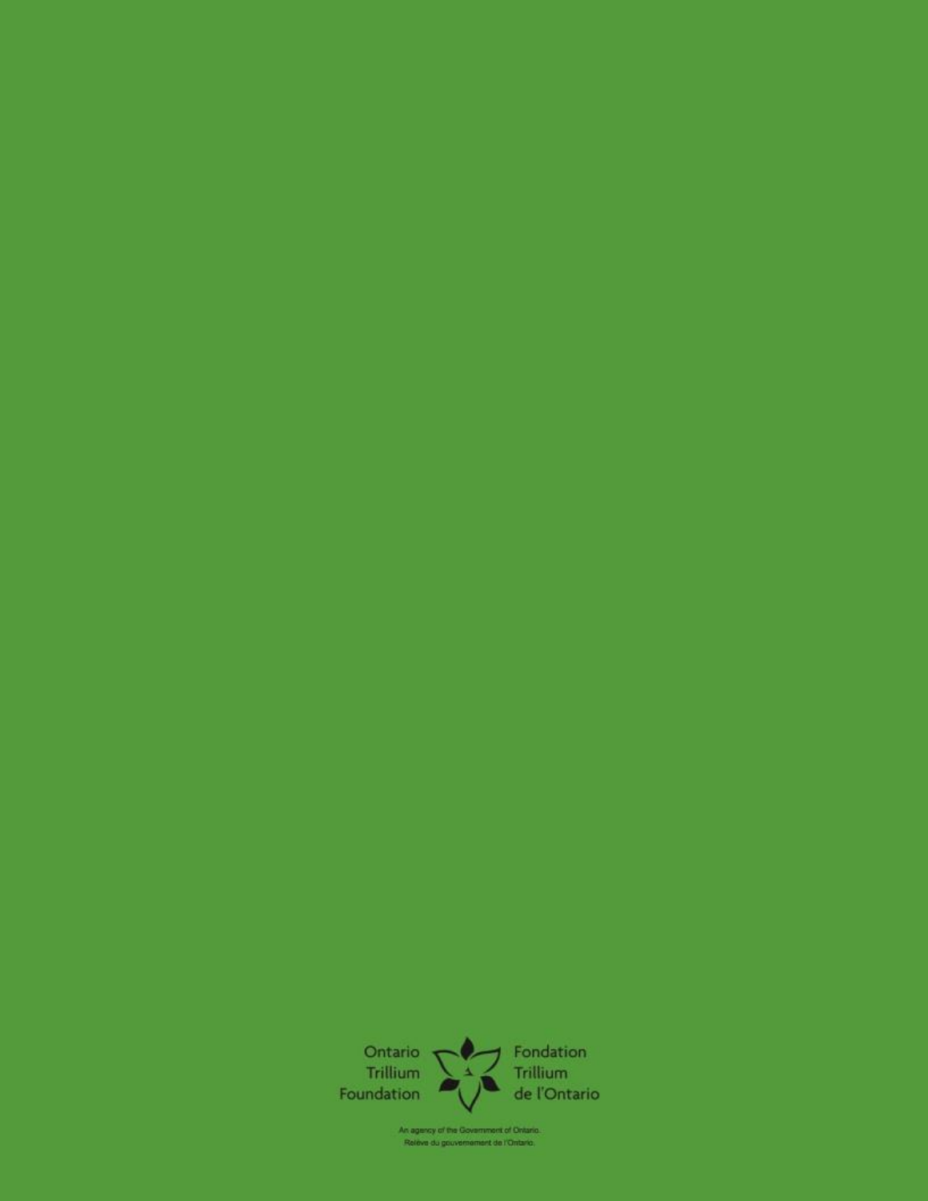Ontario Trillium Foundation

Fondation Trillium de l'Ontario

An agency of the Government of Ontario.

Relève du gouvernement de l'Ontario.